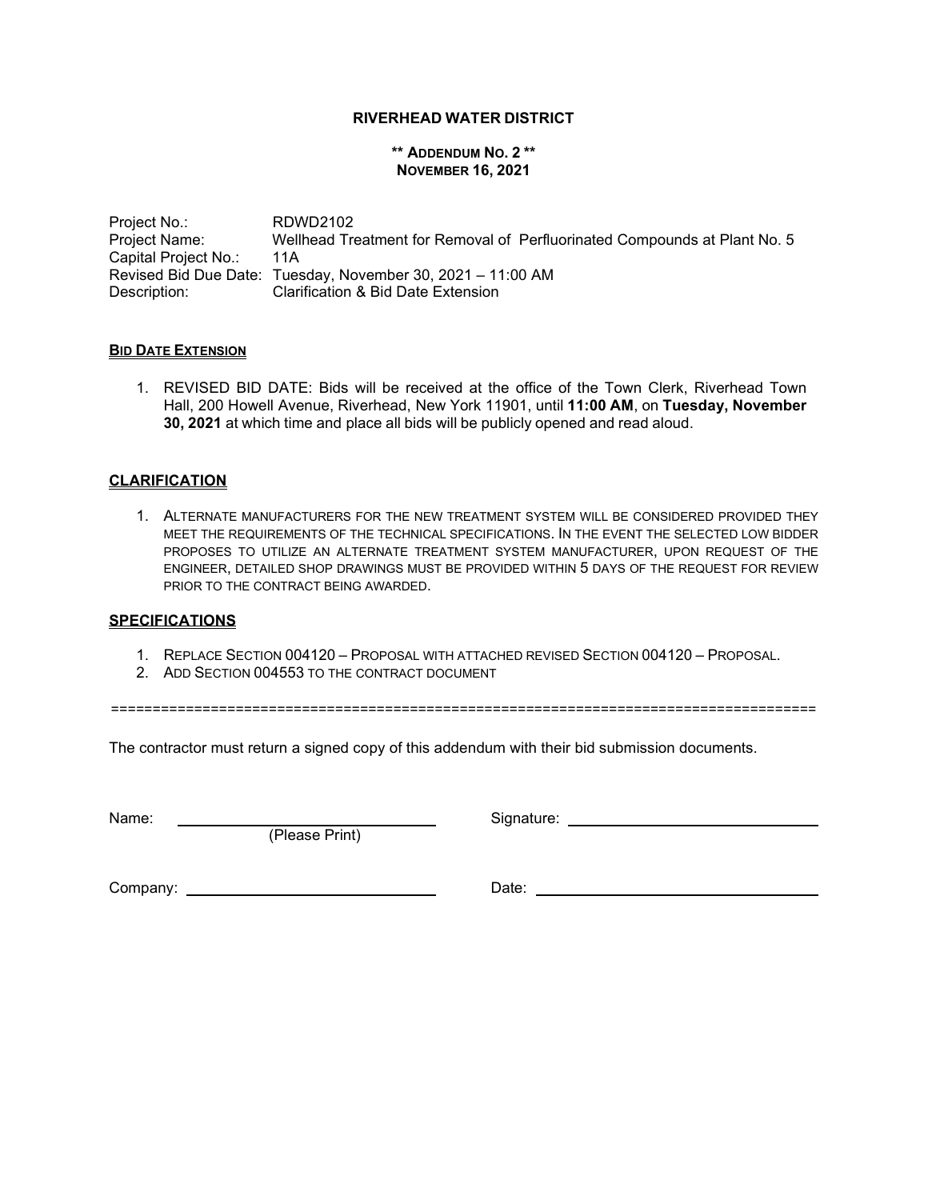# RIVERHEAD WATER DISTRICT

**\*\* ADDENDUM NO. 2 \*\***
**NOVEMBER 16, 2021**

Project No.: RDWD2102
Project Name: Wellhead Treatment for Removal of Perfluorinated Compounds at Plant No. 5
Capital Project No.: 11A
Revised Bid Due Date: Tuesday, November 30, 2021 – 11:00 AM
Description: Clarification & Bid Date Extension

## BID DATE EXTENSION

1. REVISED BID DATE: Bids will be received at the office of the Town Clerk, Riverhead Town Hall, 200 Howell Avenue, Riverhead, New York 11901, until **11:00 AM**, on **Tuesday, November 30, 2021** at which time and place all bids will be publicly opened and read aloud.

## CLARIFICATION

1. ALTERNATE MANUFACTURERS FOR THE NEW TREATMENT SYSTEM WILL BE CONSIDERED PROVIDED THEY MEET THE REQUIREMENTS OF THE TECHNICAL SPECIFICATIONS. IN THE EVENT THE SELECTED LOW BIDDER PROPOSES TO UTILIZE AN ALTERNATE TREATMENT SYSTEM MANUFACTURER, UPON REQUEST OF THE ENGINEER, DETAILED SHOP DRAWINGS MUST BE PROVIDED WITHIN 5 DAYS OF THE REQUEST FOR REVIEW PRIOR TO THE CONTRACT BEING AWARDED.

## SPECIFICATIONS

1. REPLACE SECTION 004120 – PROPOSAL WITH ATTACHED REVISED SECTION 004120 – PROPOSAL.
2. ADD SECTION 004553 TO THE CONTRACT DOCUMENT

=====================================================================================

The contractor must return a signed copy of this addendum with their bid submission documents.

Name: ______________________________ Signature: ______________________________
(Please Print)

Company: ______________________________ Date: ______________________________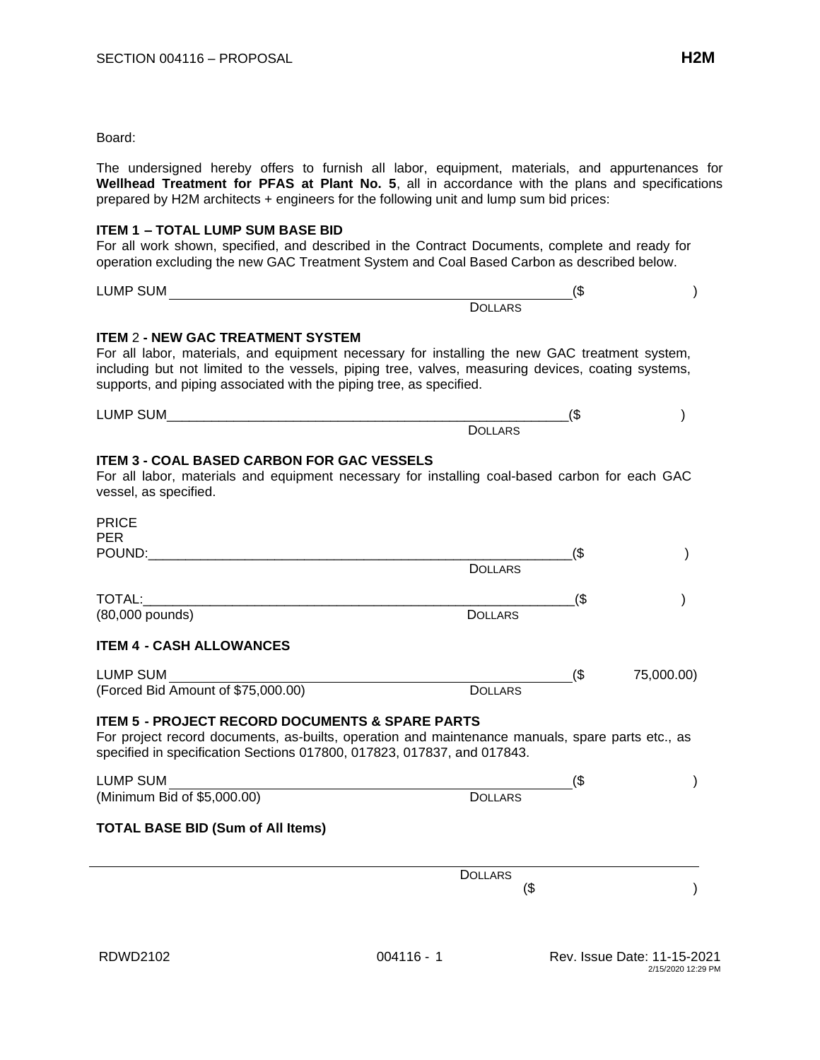Board:

The undersigned hereby offers to furnish all labor, equipment, materials, and appurtenances for **Wellhead Treatment for PFAS at Plant No. 5**, all in accordance with the plans and specifications prepared by H2M architects + engineers for the following unit and lump sum bid prices:

**ITEM 1 – TOTAL LUMP SUM BASE BID**

For all work shown, specified, and described in the Contract Documents, complete and ready for operation excluding the new GAC Treatment System and Coal Based Carbon as described below.

LUMP SUM ______________________________________________ ($ )
DOLLARS

**ITEM** 2 **- NEW GAC TREATMENT SYSTEM**

For all labor, materials, and equipment necessary for installing the new GAC treatment system, including but not limited to the vessels, piping tree, valves, measuring devices, coating systems, supports, and piping associated with the piping tree, as specified.

LUMP SUM______________________________________________ ($ )
DOLLARS

**ITEM 3 - COAL BASED CARBON FOR GAC VESSELS**

For all labor, materials and equipment necessary for installing coal-based carbon for each GAC vessel, as specified.

PRICE PER POUND:______________________________________________ ($ )
DOLLARS

TOTAL:______________________________________________ ($ )
(80,000 pounds) DOLLARS

**ITEM 4 - CASH ALLOWANCES**

LUMP SUM ______________________________________________ ($ 75,000.00)
(Forced Bid Amount of $75,000.00) DOLLARS

**ITEM 5 - PROJECT RECORD DOCUMENTS & SPARE PARTS**

For project record documents, as-builts, operation and maintenance manuals, spare parts etc., as specified in specification Sections 017800, 017823, 017837, and 017843.

LUMP SUM ______________________________________________ ($ )
(Minimum Bid of $5,000.00) DOLLARS

**TOTAL BASE BID (Sum of All Items)**

______________________________________________
DOLLARS
($ )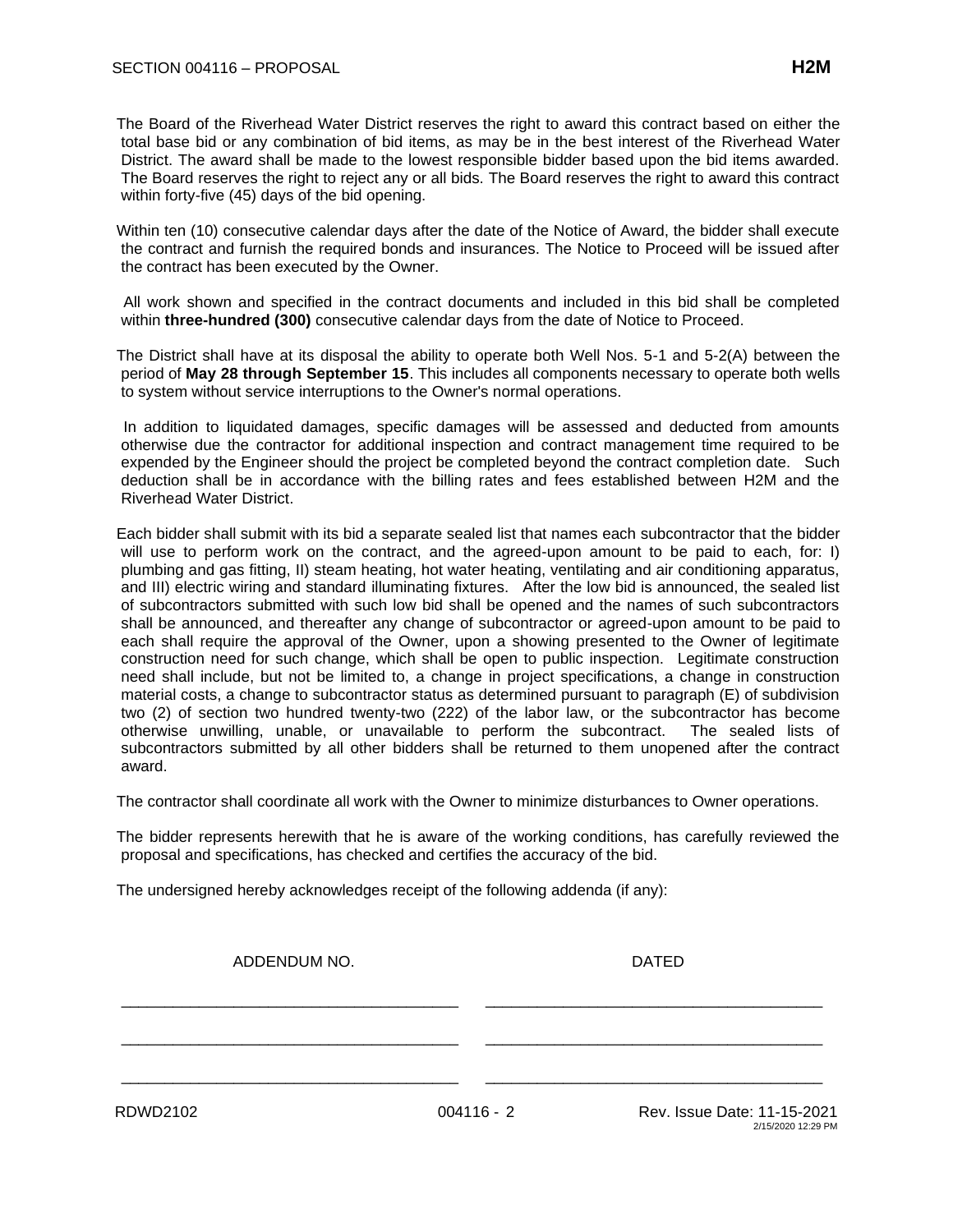The Board of the Riverhead Water District reserves the right to award this contract based on either the total base bid or any combination of bid items, as may be in the best interest of the Riverhead Water District. The award shall be made to the lowest responsible bidder based upon the bid items awarded. The Board reserves the right to reject any or all bids. The Board reserves the right to award this contract within forty-five (45) days of the bid opening.

Within ten (10) consecutive calendar days after the date of the Notice of Award, the bidder shall execute the contract and furnish the required bonds and insurances. The Notice to Proceed will be issued after the contract has been executed by the Owner.

All work shown and specified in the contract documents and included in this bid shall be completed within **three-hundred (300)** consecutive calendar days from the date of Notice to Proceed.

The District shall have at its disposal the ability to operate both Well Nos. 5-1 and 5-2(A) between the period of **May 28 through September 15**. This includes all components necessary to operate both wells to system without service interruptions to the Owner's normal operations.

In addition to liquidated damages, specific damages will be assessed and deducted from amounts otherwise due the contractor for additional inspection and contract management time required to be expended by the Engineer should the project be completed beyond the contract completion date. Such deduction shall be in accordance with the billing rates and fees established between H2M and the Riverhead Water District.

Each bidder shall submit with its bid a separate sealed list that names each subcontractor that the bidder will use to perform work on the contract, and the agreed-upon amount to be paid to each, for: I) plumbing and gas fitting, II) steam heating, hot water heating, ventilating and air conditioning apparatus, and III) electric wiring and standard illuminating fixtures. After the low bid is announced, the sealed list of subcontractors submitted with such low bid shall be opened and the names of such subcontractors shall be announced, and thereafter any change of subcontractor or agreed-upon amount to be paid to each shall require the approval of the Owner, upon a showing presented to the Owner of legitimate construction need for such change, which shall be open to public inspection. Legitimate construction need shall include, but not be limited to, a change in project specifications, a change in construction material costs, a change to subcontractor status as determined pursuant to paragraph (E) of subdivision two (2) of section two hundred twenty-two (222) of the labor law, or the subcontractor has become otherwise unwilling, unable, or unavailable to perform the subcontract. The sealed lists of subcontractors submitted by all other bidders shall be returned to them unopened after the contract award.

The contractor shall coordinate all work with the Owner to minimize disturbances to Owner operations.

The bidder represents herewith that he is aware of the working conditions, has carefully reviewed the proposal and specifications, has checked and certifies the accuracy of the bid.

The undersigned hereby acknowledges receipt of the following addenda (if any):

| ADDENDUM NO. | DATED |
|---|---|
| ______________________________ | ______________________________ |
| ______________________________ | ______________________________ |
| ______________________________ | ______________________________ |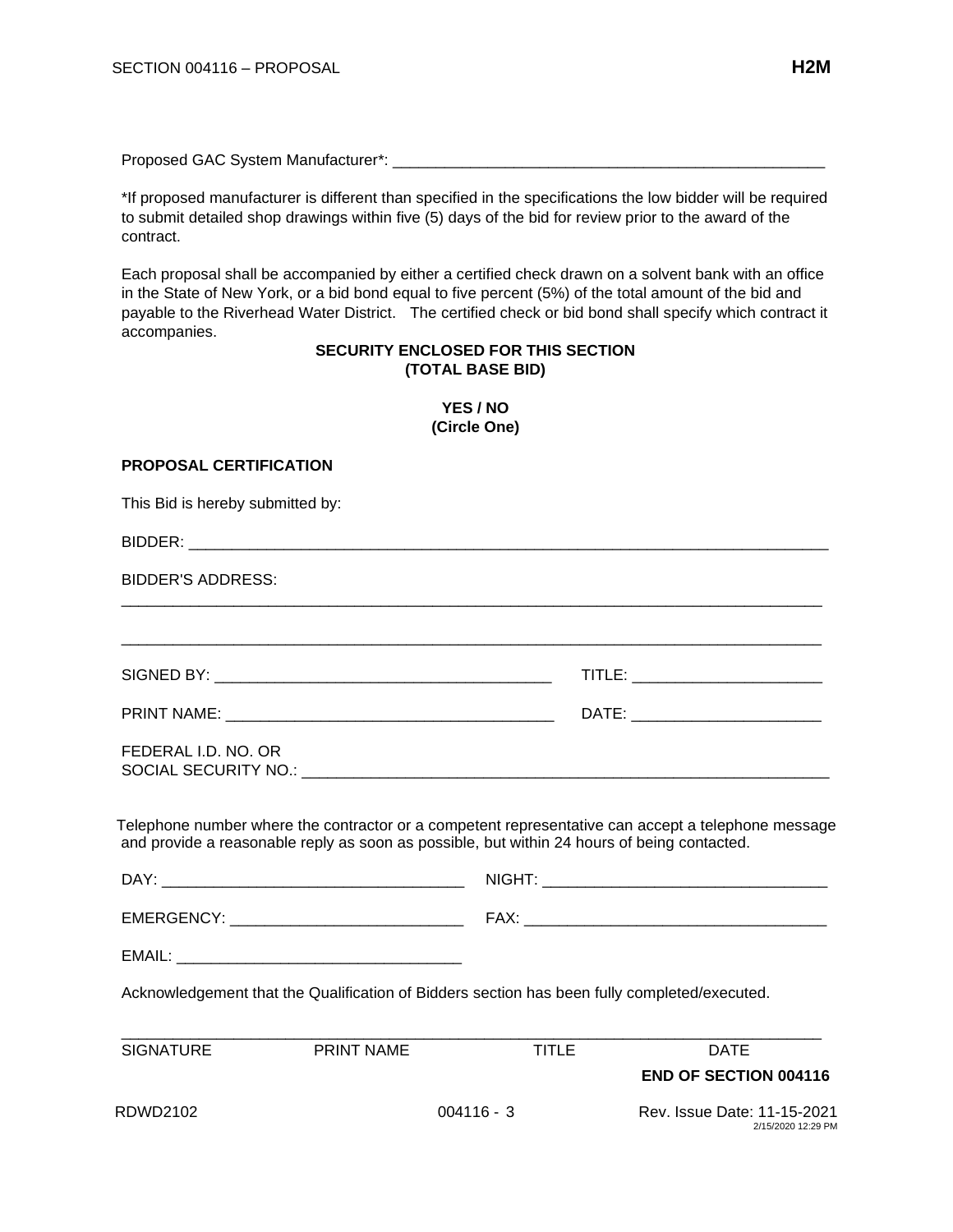Proposed GAC System Manufacturer*: ___________________________________________________

*If proposed manufacturer is different than specified in the specifications the low bidder will be required to submit detailed shop drawings within five (5) days of the bid for review prior to the award of the contract.

Each proposal shall be accompanied by either a certified check drawn on a solvent bank with an office in the State of New York, or a bid bond equal to five percent (5%) of the total amount of the bid and payable to the Riverhead Water District. The certified check or bid bond shall specify which contract it accompanies.

**SECURITY ENCLOSED FOR THIS SECTION**
**(TOTAL BASE BID)**

**YES / NO**
**(Circle One)**

**PROPOSAL CERTIFICATION**

This Bid is hereby submitted by:

BIDDER: ___________________________________________________________________________

BIDDER'S ADDRESS:

___________________________________________________________________________________

___________________________________________________________________________________

SIGNED BY: ______________________________________ TITLE: _____________________

PRINT NAME: _____________________________________ DATE: _____________________

FEDERAL I.D. NO. OR
SOCIAL SECURITY NO.: ______________________________________________________________

Telephone number where the contractor or a competent representative can accept a telephone message and provide a reasonable reply as soon as possible, but within 24 hours of being contacted.

DAY: __________________________________ NIGHT: ________________________________

EMERGENCY: ___________________________ FAX: __________________________________

EMAIL: _________________________________

Acknowledgement that the Qualification of Bidders section has been fully completed/executed.

___________________________________________________________________________________

SIGNATURE PRINT NAME TITLE DATE

**END OF SECTION 004116**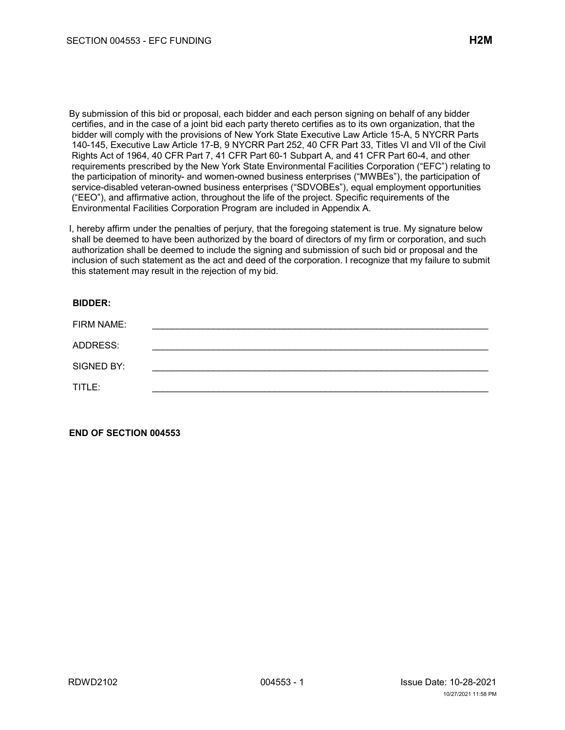By submission of this bid or proposal, each bidder and each person signing on behalf of any bidder certifies, and in the case of a joint bid each party thereto certifies as to its own organization, that the bidder will comply with the provisions of New York State Executive Law Article 15-A, 5 NYCRR Parts 140-145, Executive Law Article 17-B, 9 NYCRR Part 252, 40 CFR Part 33, Titles VI and VII of the Civil Rights Act of 1964, 40 CFR Part 7, 41 CFR Part 60-1 Subpart A, and 41 CFR Part 60-4, and other requirements prescribed by the New York State Environmental Facilities Corporation ("EFC") relating to the participation of minority- and women-owned business enterprises ("MWBEs"), the participation of service-disabled veteran-owned business enterprises ("SDVOBEs"), equal employment opportunities ("EEO"), and affirmative action, throughout the life of the project. Specific requirements of the Environmental Facilities Corporation Program are included in Appendix A.

I, hereby affirm under the penalties of perjury, that the foregoing statement is true. My signature below shall be deemed to have been authorized by the board of directors of my firm or corporation, and such authorization shall be deemed to include the signing and submission of such bid or proposal and the inclusion of such statement as the act and deed of the corporation. I recognize that my failure to submit this statement may result in the rejection of my bid.

**BIDDER:**

FIRM NAME: ____________________________________________

ADDRESS: ____________________________________________

SIGNED BY: ____________________________________________

TITLE: ____________________________________________

**END OF SECTION 004553**